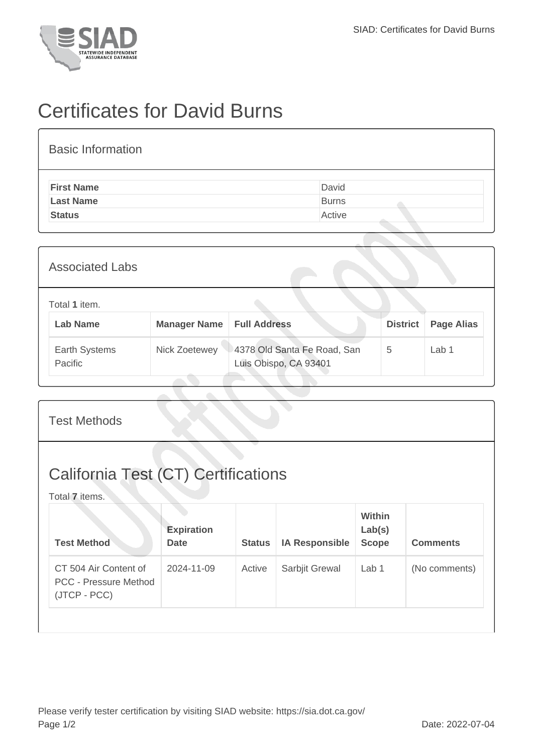# Certificates for David Burns

## Basic Information

| | |
|---|---|
| **First Name** | David |
| **Last Name** | Burns |
| **Status** | Active |

## Associated Labs

Total **1** item.

| Lab Name | Manager Name | Full Address | District | Page Alias |
|---|---|---|---|---|
| Earth Systems Pacific | Nick Zoetewey | 4378 Old Santa Fe Road, San Luis Obispo, CA 93401 | 5 | Lab 1 |

## Test Methods

## California Test (CT) Certifications

Total **7** items.

| Test Method | Expiration Date | Status | IA Responsible | Within Lab(s) Scope | Comments |
|---|---|---|---|---|---|
| CT 504 Air Content of PCC - Pressure Method (JTCP - PCC) | 2024-11-09 | Active | Sarbjit Grewal | Lab 1 | (No comments) |

Please verify tester certification by visiting SIAD website: https://sia.dot.ca.gov/

Date: 2022-07-04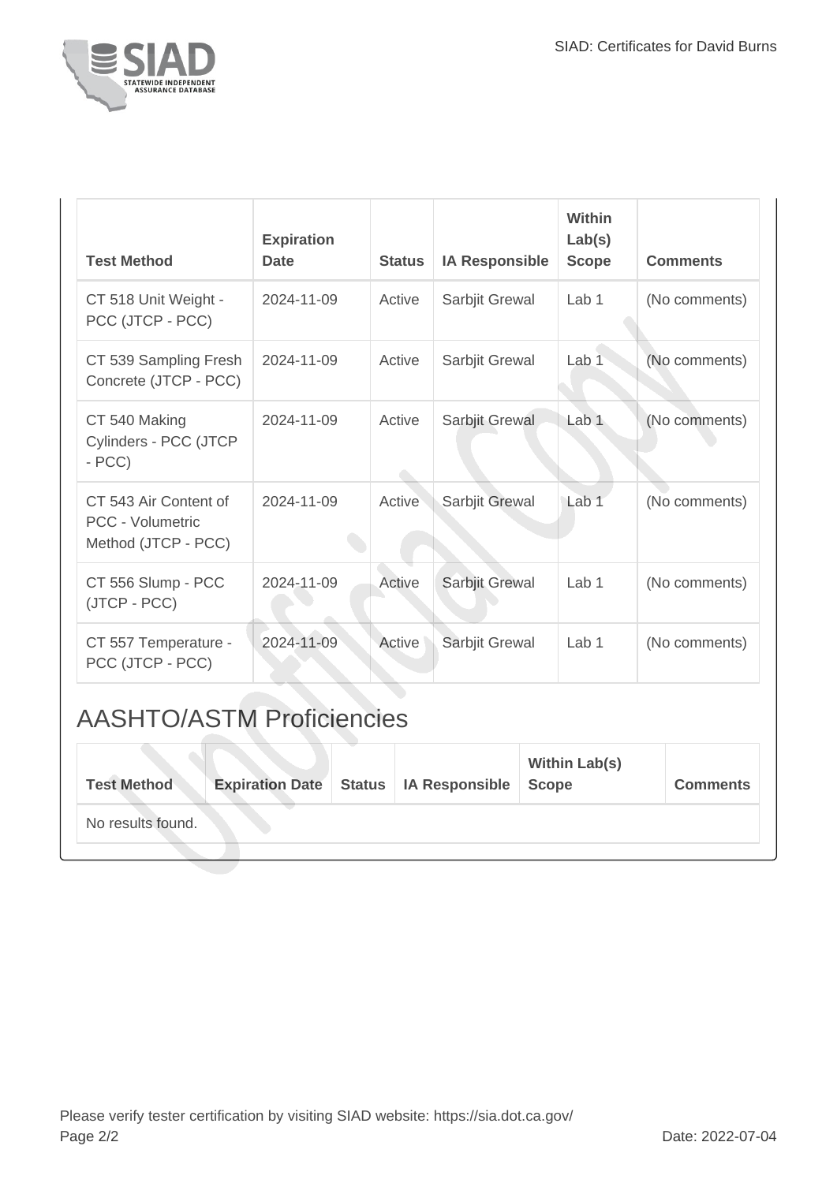| Test Method | Expiration Date | Status | IA Responsible | Within Lab(s) Scope | Comments |
|---|---|---|---|---|---|
| CT 518 Unit Weight - PCC (JTCP - PCC) | 2024-11-09 | Active | Sarbjit Grewal | Lab 1 | (No comments) |
| CT 539 Sampling Fresh Concrete (JTCP - PCC) | 2024-11-09 | Active | Sarbjit Grewal | Lab 1 | (No comments) |
| CT 540 Making Cylinders - PCC (JTCP - PCC) | 2024-11-09 | Active | Sarbjit Grewal | Lab 1 | (No comments) |
| CT 543 Air Content of PCC - Volumetric Method (JTCP - PCC) | 2024-11-09 | Active | Sarbjit Grewal | Lab 1 | (No comments) |
| CT 556 Slump - PCC (JTCP - PCC) | 2024-11-09 | Active | Sarbjit Grewal | Lab 1 | (No comments) |
| CT 557 Temperature - PCC (JTCP - PCC) | 2024-11-09 | Active | Sarbjit Grewal | Lab 1 | (No comments) |

## AASHTO/ASTM Proficiencies

| Test Method | Expiration Date | Status | IA Responsible | Within Lab(s) Scope | Comments |
|---|---|---|---|---|---|
| No results found. | | | | | |

Please verify tester certification by visiting SIAD website: https://sia.dot.ca.gov/

Date: 2022-07-04